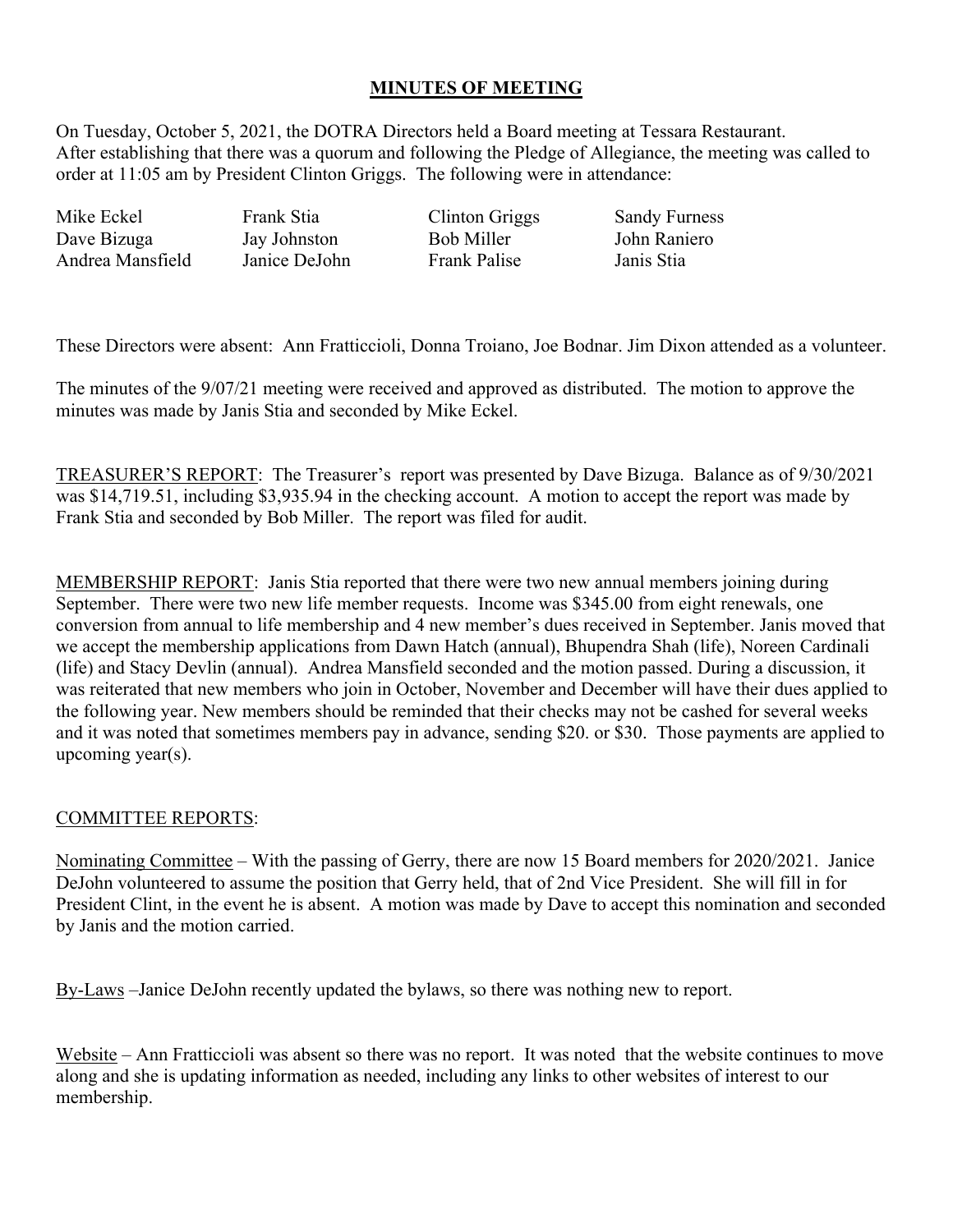# MINUTES OF MEETING

On Tuesday, October 5, 2021, the DOTRA Directors held a Board meeting at Tessara Restaurant. After establishing that there was a quorum and following the Pledge of Allegiance, the meeting was called to order at 11:05 am by President Clinton Griggs. The following were in attendance:

| | | | |
|---|---|---|---|
| Mike Eckel | Frank Stia | Clinton Griggs | Sandy Furness |
| Dave Bizuga | Jay Johnston | Bob Miller | John Raniero |
| Andrea Mansfield | Janice DeJohn | Frank Palise | Janis Stia |

These Directors were absent: Ann Fratticcioli, Donna Troiano, Joe Bodnar. Jim Dixon attended as a volunteer.

The minutes of the 9/07/21 meeting were received and approved as distributed. The motion to approve the minutes was made by Janis Stia and seconded by Mike Eckel.

TREASURER'S REPORT: The Treasurer's report was presented by Dave Bizuga. Balance as of 9/30/2021 was $14,719.51, including $3,935.94 in the checking account. A motion to accept the report was made by Frank Stia and seconded by Bob Miller. The report was filed for audit.

MEMBERSHIP REPORT: Janis Stia reported that there were two new annual members joining during September. There were two new life member requests. Income was $345.00 from eight renewals, one conversion from annual to life membership and 4 new member's dues received in September. Janis moved that we accept the membership applications from Dawn Hatch (annual), Bhupendra Shah (life), Noreen Cardinali (life) and Stacy Devlin (annual). Andrea Mansfield seconded and the motion passed. During a discussion, it was reiterated that new members who join in October, November and December will have their dues applied to the following year. New members should be reminded that their checks may not be cashed for several weeks and it was noted that sometimes members pay in advance, sending $20. or $30. Those payments are applied to upcoming year(s).

COMMITTEE REPORTS:

Nominating Committee – With the passing of Gerry, there are now 15 Board members for 2020/2021. Janice DeJohn volunteered to assume the position that Gerry held, that of 2nd Vice President. She will fill in for President Clint, in the event he is absent. A motion was made by Dave to accept this nomination and seconded by Janis and the motion carried.

By-Laws –Janice DeJohn recently updated the bylaws, so there was nothing new to report.

Website – Ann Fratticcioli was absent so there was no report. It was noted that the website continues to move along and she is updating information as needed, including any links to other websites of interest to our membership.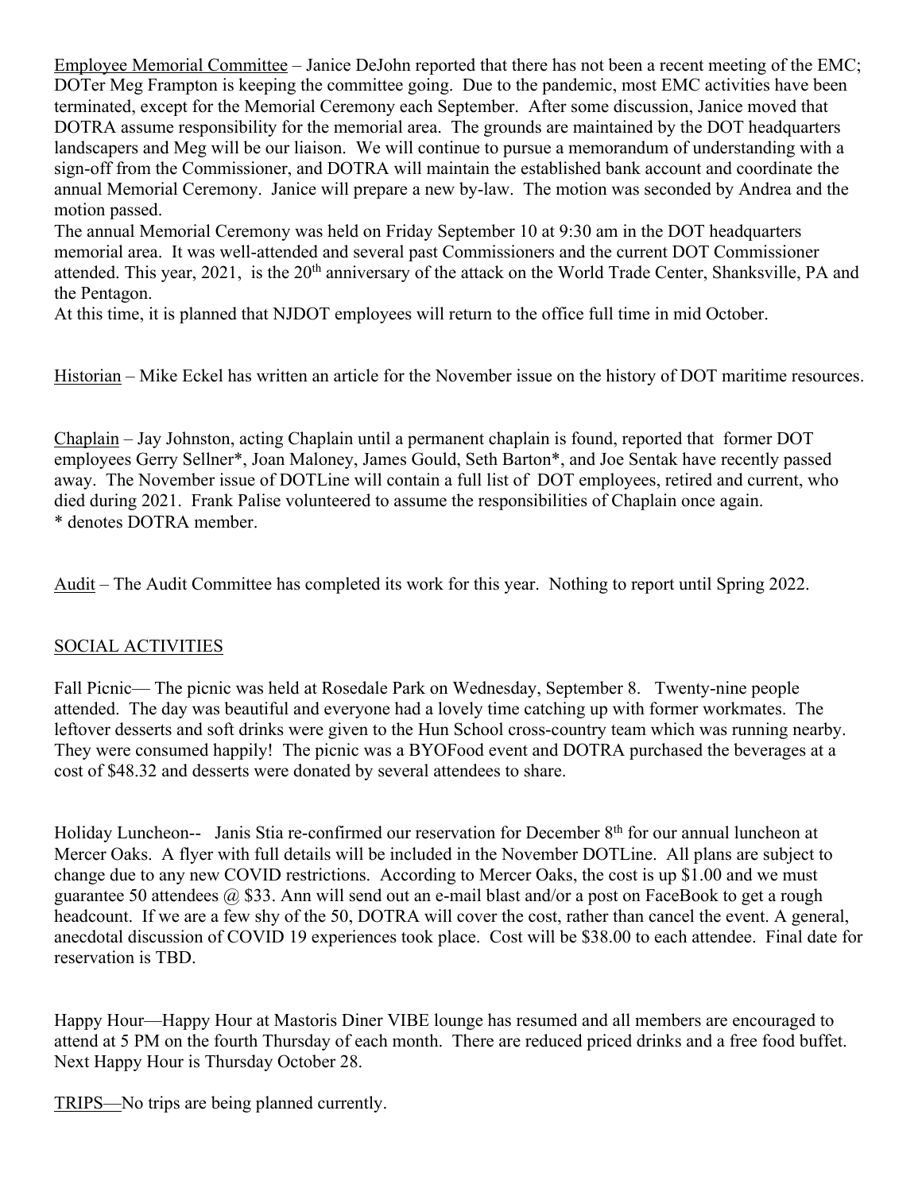Employee Memorial Committee – Janice DeJohn reported that there has not been a recent meeting of the EMC; DOTer Meg Frampton is keeping the committee going. Due to the pandemic, most EMC activities have been terminated, except for the Memorial Ceremony each September. After some discussion, Janice moved that DOTRA assume responsibility for the memorial area. The grounds are maintained by the DOT headquarters landscapers and Meg will be our liaison. We will continue to pursue a memorandum of understanding with a sign-off from the Commissioner, and DOTRA will maintain the established bank account and coordinate the annual Memorial Ceremony. Janice will prepare a new by-law. The motion was seconded by Andrea and the motion passed.

The annual Memorial Ceremony was held on Friday September 10 at 9:30 am in the DOT headquarters memorial area. It was well-attended and several past Commissioners and the current DOT Commissioner attended. This year, 2021, is the 20th anniversary of the attack on the World Trade Center, Shanksville, PA and the Pentagon.

At this time, it is planned that NJDOT employees will return to the office full time in mid October.

Historian – Mike Eckel has written an article for the November issue on the history of DOT maritime resources.

Chaplain – Jay Johnston, acting Chaplain until a permanent chaplain is found, reported that former DOT employees Gerry Sellner*, Joan Maloney, James Gould, Seth Barton*, and Joe Sentak have recently passed away. The November issue of DOTLine will contain a full list of DOT employees, retired and current, who died during 2021. Frank Palise volunteered to assume the responsibilities of Chaplain once again.
* denotes DOTRA member.

Audit – The Audit Committee has completed its work for this year. Nothing to report until Spring 2022.

## SOCIAL ACTIVITIES

Fall Picnic— The picnic was held at Rosedale Park on Wednesday, September 8. Twenty-nine people attended. The day was beautiful and everyone had a lovely time catching up with former workmates. The leftover desserts and soft drinks were given to the Hun School cross-country team which was running nearby. They were consumed happily! The picnic was a BYOFood event and DOTRA purchased the beverages at a cost of $48.32 and desserts were donated by several attendees to share.

Holiday Luncheon-- Janis Stia re-confirmed our reservation for December 8th for our annual luncheon at Mercer Oaks. A flyer with full details will be included in the November DOTLine. All plans are subject to change due to any new COVID restrictions. According to Mercer Oaks, the cost is up $1.00 and we must guarantee 50 attendees @ $33. Ann will send out an e-mail blast and/or a post on FaceBook to get a rough headcount. If we are a few shy of the 50, DOTRA will cover the cost, rather than cancel the event. A general, anecdotal discussion of COVID 19 experiences took place. Cost will be $38.00 to each attendee. Final date for reservation is TBD.

Happy Hour—Happy Hour at Mastoris Diner VIBE lounge has resumed and all members are encouraged to attend at 5 PM on the fourth Thursday of each month. There are reduced priced drinks and a free food buffet. Next Happy Hour is Thursday October 28.

TRIPS—No trips are being planned currently.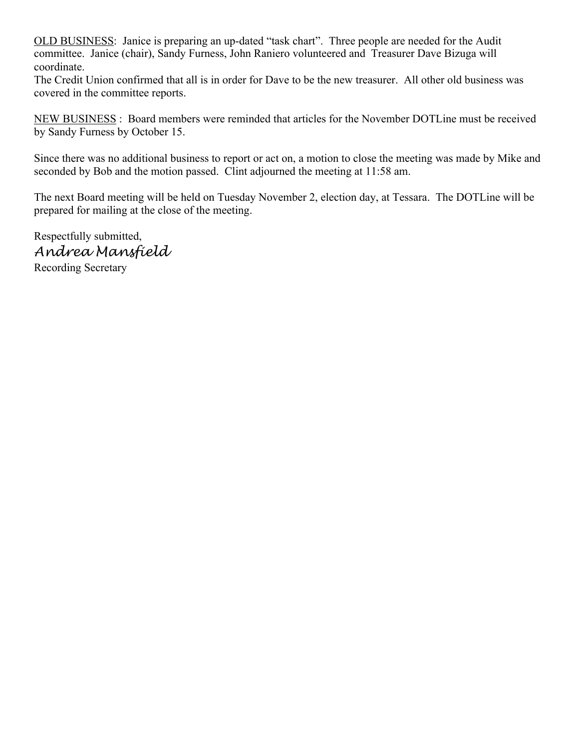<u>OLD BUSINESS</u>: Janice is preparing an up-dated "task chart". Three people are needed for the Audit committee. Janice (chair), Sandy Furness, John Raniero volunteered and Treasurer Dave Bizuga will coordinate.

The Credit Union confirmed that all is in order for Dave to be the new treasurer. All other old business was covered in the committee reports.

<u>NEW BUSINESS</u> : Board members were reminded that articles for the November DOTLine must be received by Sandy Furness by October 15.

Since there was no additional business to report or act on, a motion to close the meeting was made by Mike and seconded by Bob and the motion passed. Clint adjourned the meeting at 11:58 am.

The next Board meeting will be held on Tuesday November 2, election day, at Tessara. The DOTLine will be prepared for mailing at the close of the meeting.

Respectfully submitted,

*Andrea Mansfield*

Recording Secretary